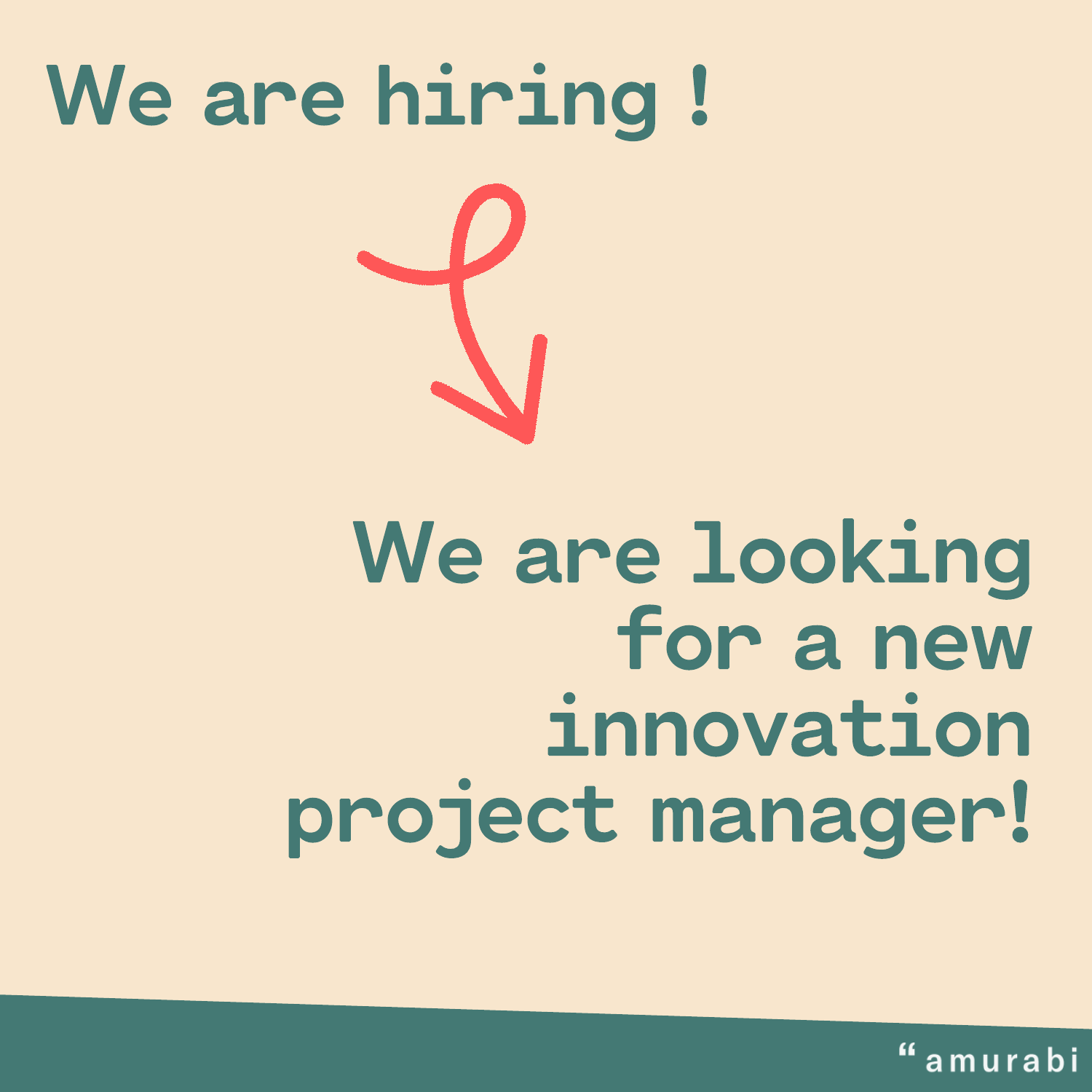# We are hiring !

## We are looking for a new innovation project manager!

amurabi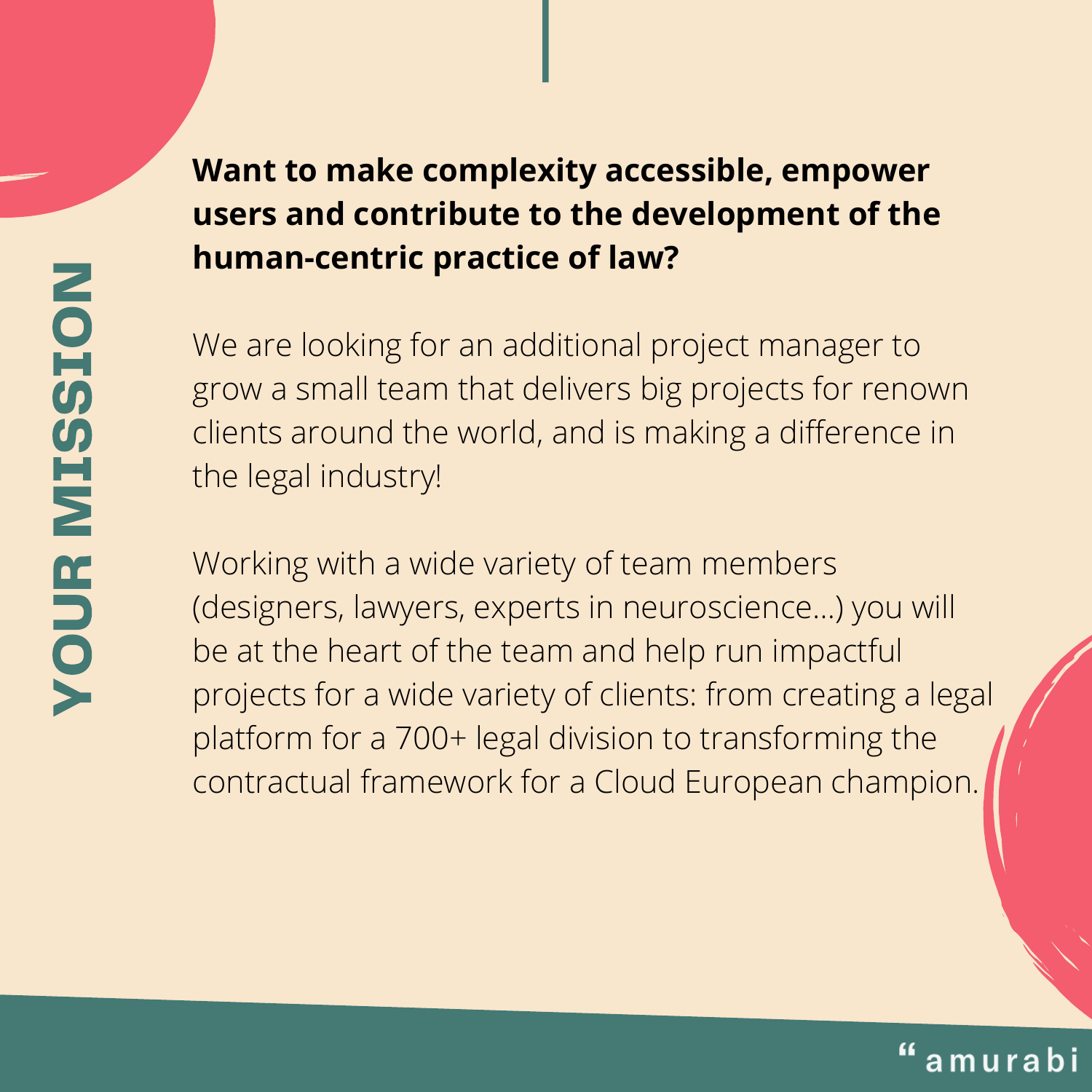# YOUR MISSION

**Want to make complexity accessible, empower users and contribute to the development of the human-centric practice of law?**

We are looking for an additional project manager to grow a small team that delivers big projects for renown clients around the world, and is making a difference in the legal industry!

Working with a wide variety of team members (designers, lawyers, experts in neuroscience...) you will be at the heart of the team and help run impactful projects for a wide variety of clients: from creating a legal platform for a 700+ legal division to transforming the contractual framework for a Cloud European champion.

“amurabi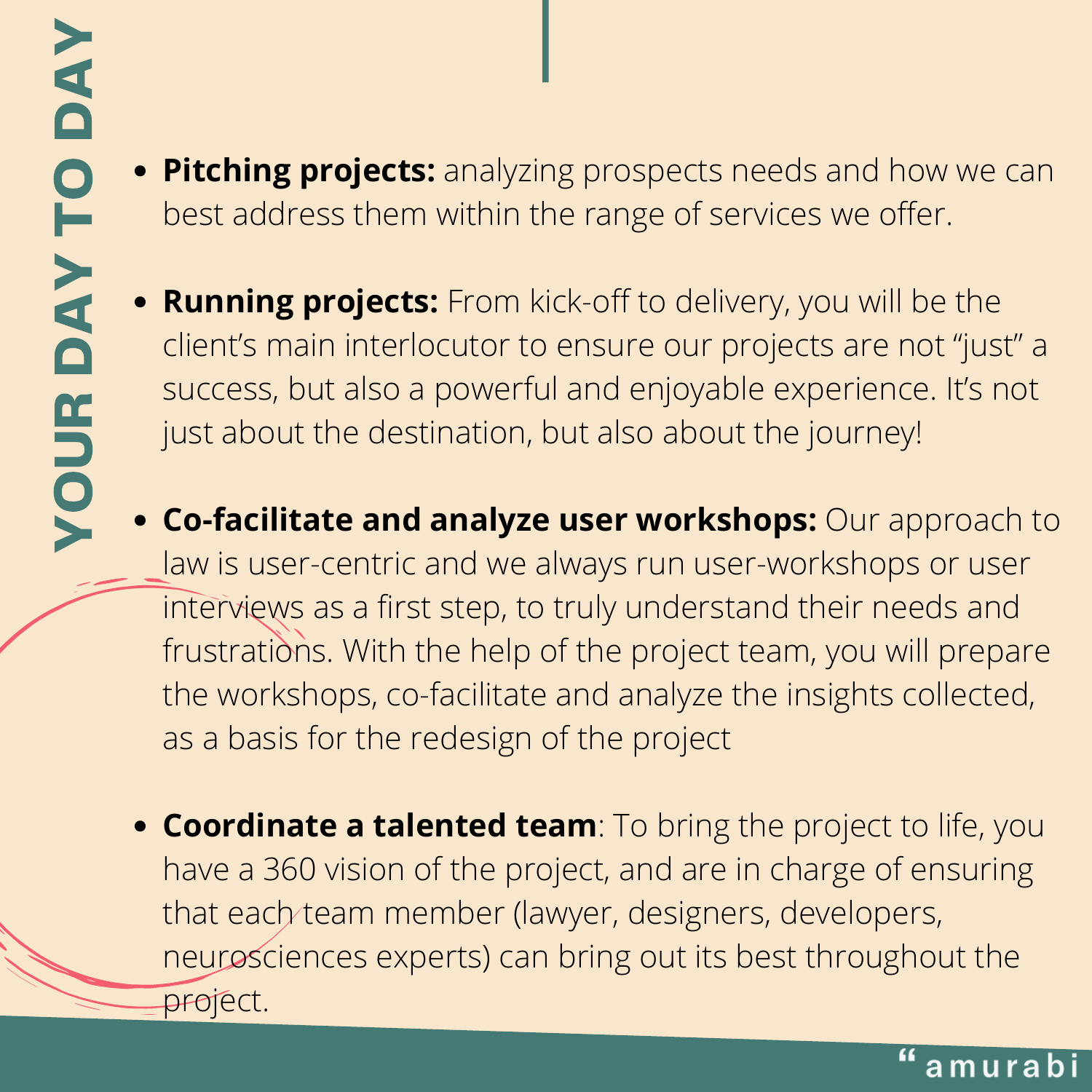# YOUR DAY TO DAY

- **Pitching projects:** analyzing prospects needs and how we can best address them within the range of services we offer.

- **Running projects:** From kick-off to delivery, you will be the client's main interlocutor to ensure our projects are not "just" a success, but also a powerful and enjoyable experience. It's not just about the destination, but also about the journey!

- **Co-facilitate and analyze user workshops:** Our approach to law is user-centric and we always run user-workshops or user interviews as a first step, to truly understand their needs and frustrations. With the help of the project team, you will prepare the workshops, co-facilitate and analyze the insights collected, as a basis for the redesign of the project

- **Coordinate a talented team**: To bring the project to life, you have a 360 vision of the project, and are in charge of ensuring that each team member (lawyer, designers, developers, neurosciences experts) can bring out its best throughout the project.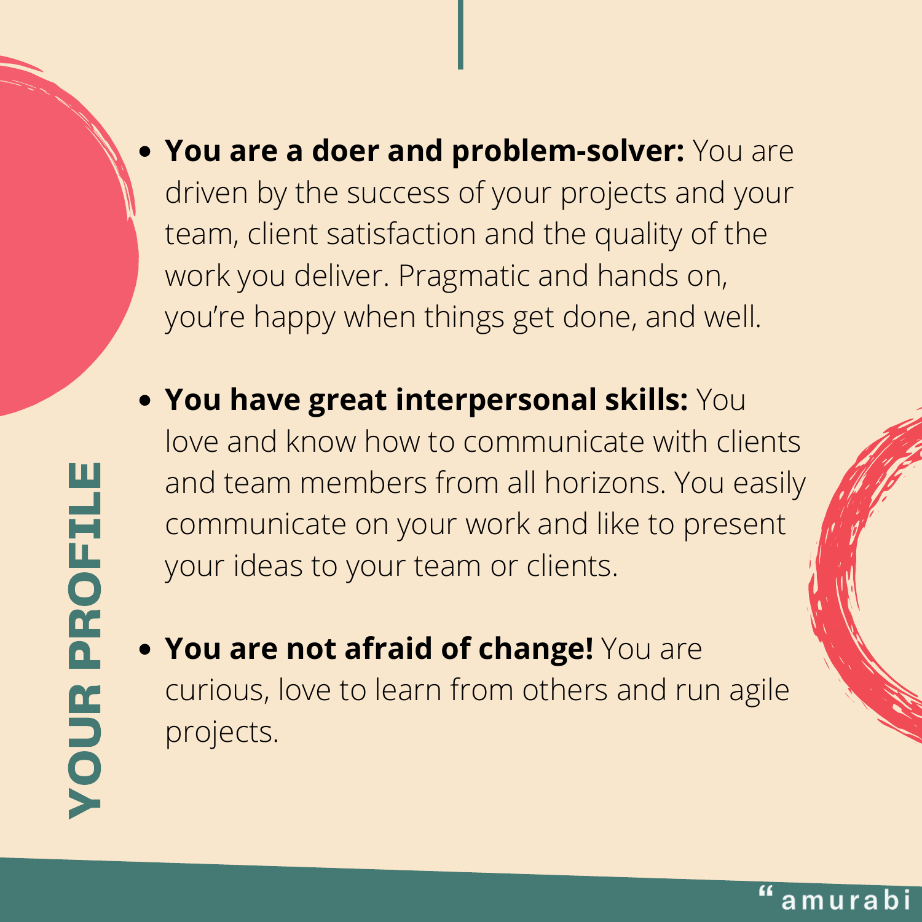## YOUR PROFILE

- **You are a doer and problem-solver:** You are driven by the success of your projects and your team, client satisfaction and the quality of the work you deliver. Pragmatic and hands on, you're happy when things get done, and well.
- **You have great interpersonal skills:** You love and know how to communicate with clients and team members from all horizons. You easily communicate on your work and like to present your ideas to your team or clients.
- **You are not afraid of change!** You are curious, love to learn from others and run agile projects.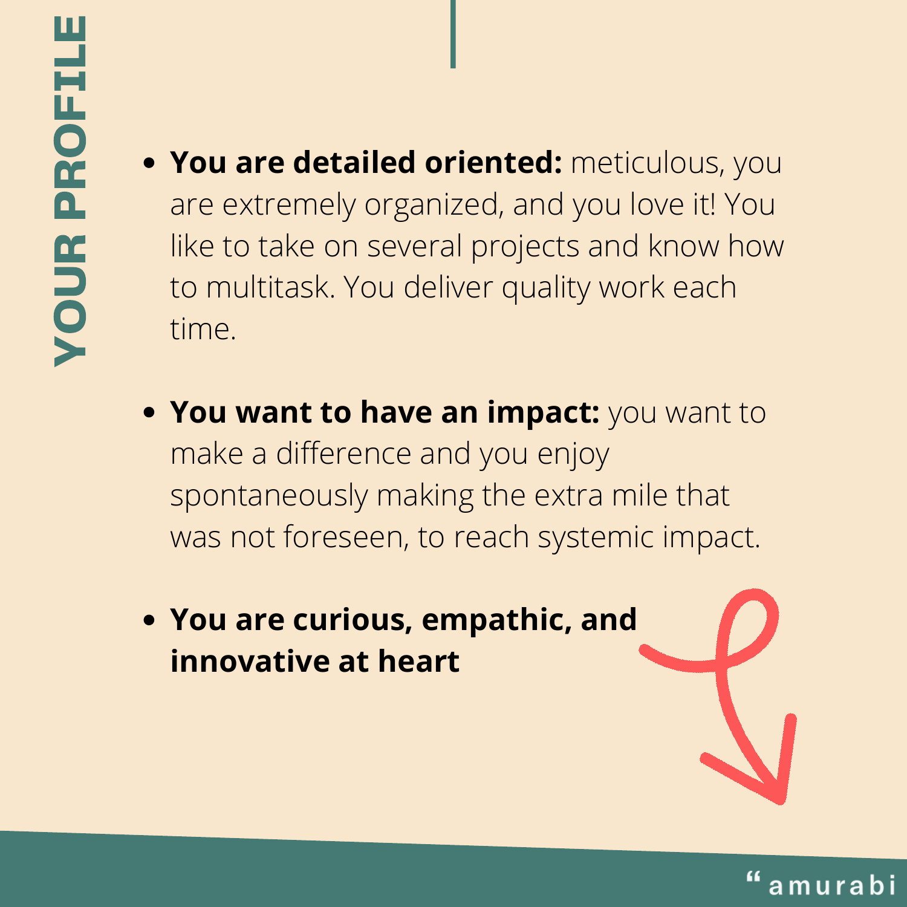# YOUR PROFILE

- **You are detailed oriented:** meticulous, you are extremely organized, and you love it! You like to take on several projects and know how to multitask. You deliver quality work each time.

- **You want to have an impact:** you want to make a difference and you enjoy spontaneously making the extra mile that was not foreseen, to reach systemic impact.

- **You are curious, empathic, and innovative at heart**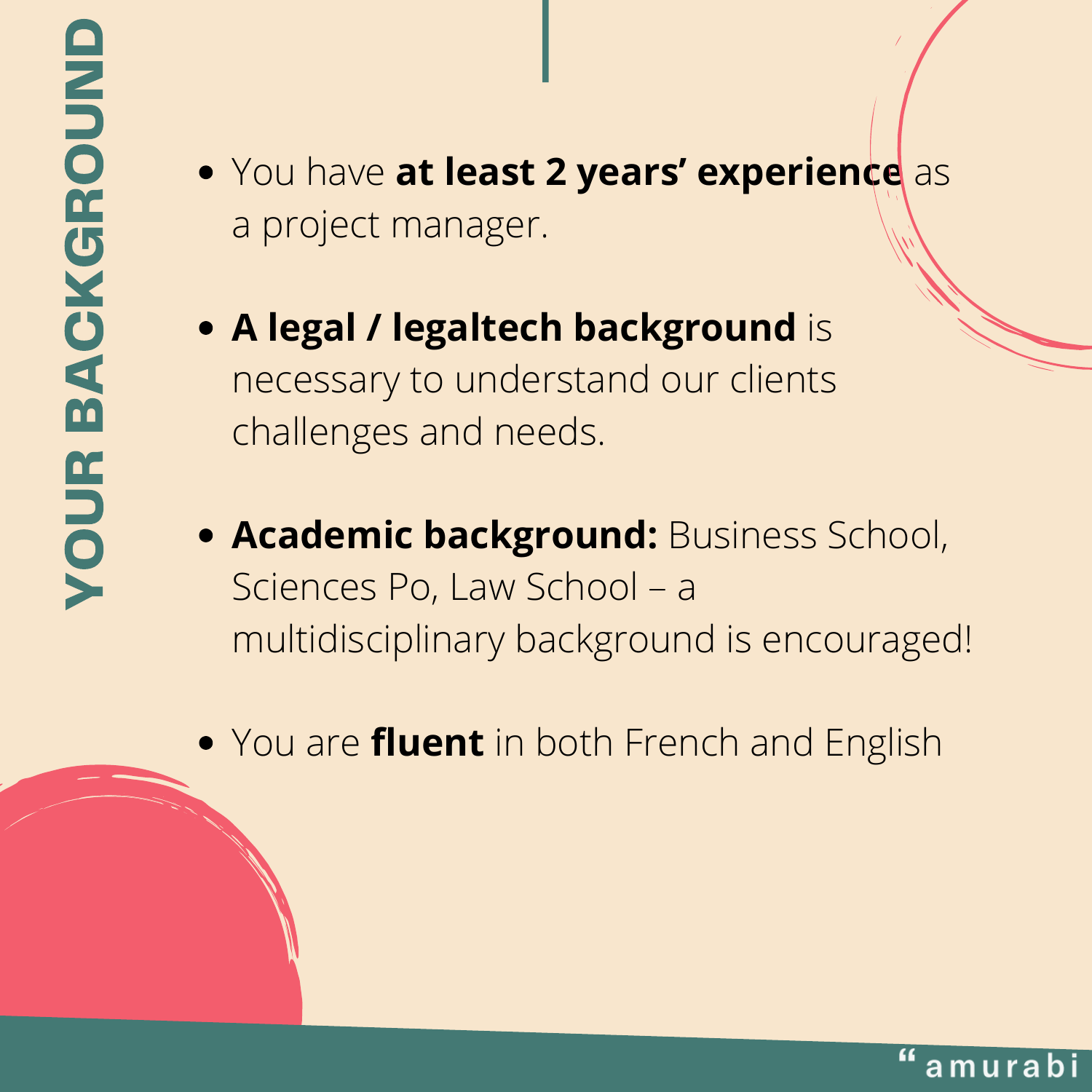# YOUR BACKGROUND

- You have **at least 2 years' experience** as a project manager.
- **A legal / legaltech background** is necessary to understand our clients challenges and needs.
- **Academic background:** Business School, Sciences Po, Law School – a multidisciplinary background is encouraged!
- You are **fluent** in both French and English

“amurabi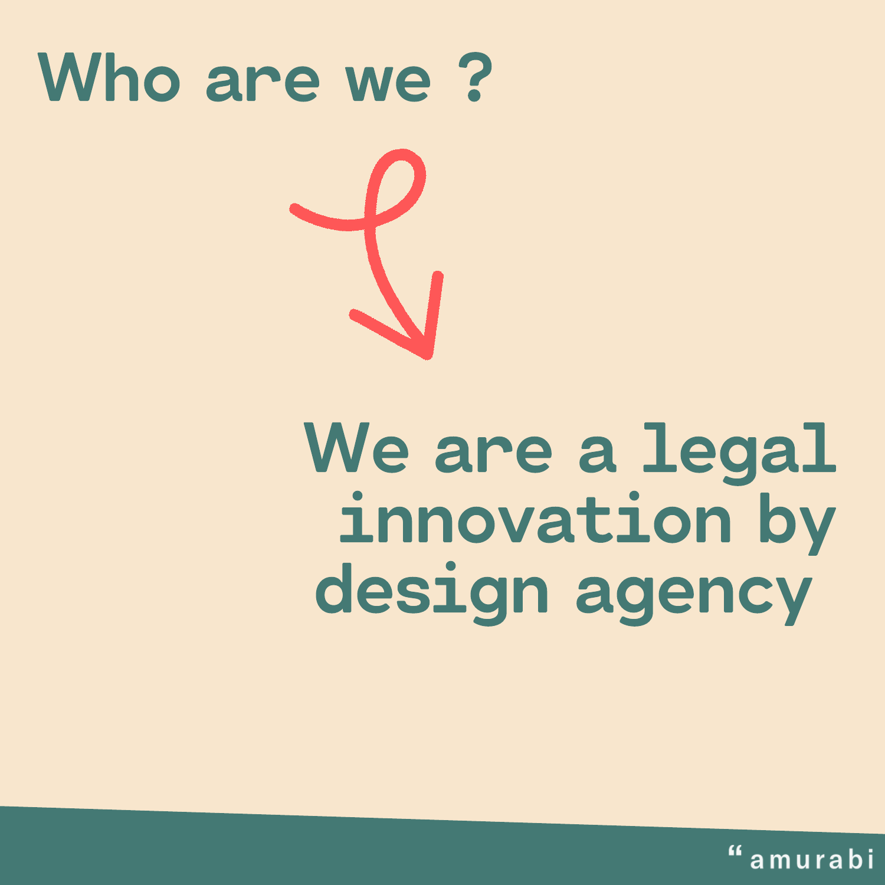# Who are we ?

We are a legal innovation by design agency

“amurabi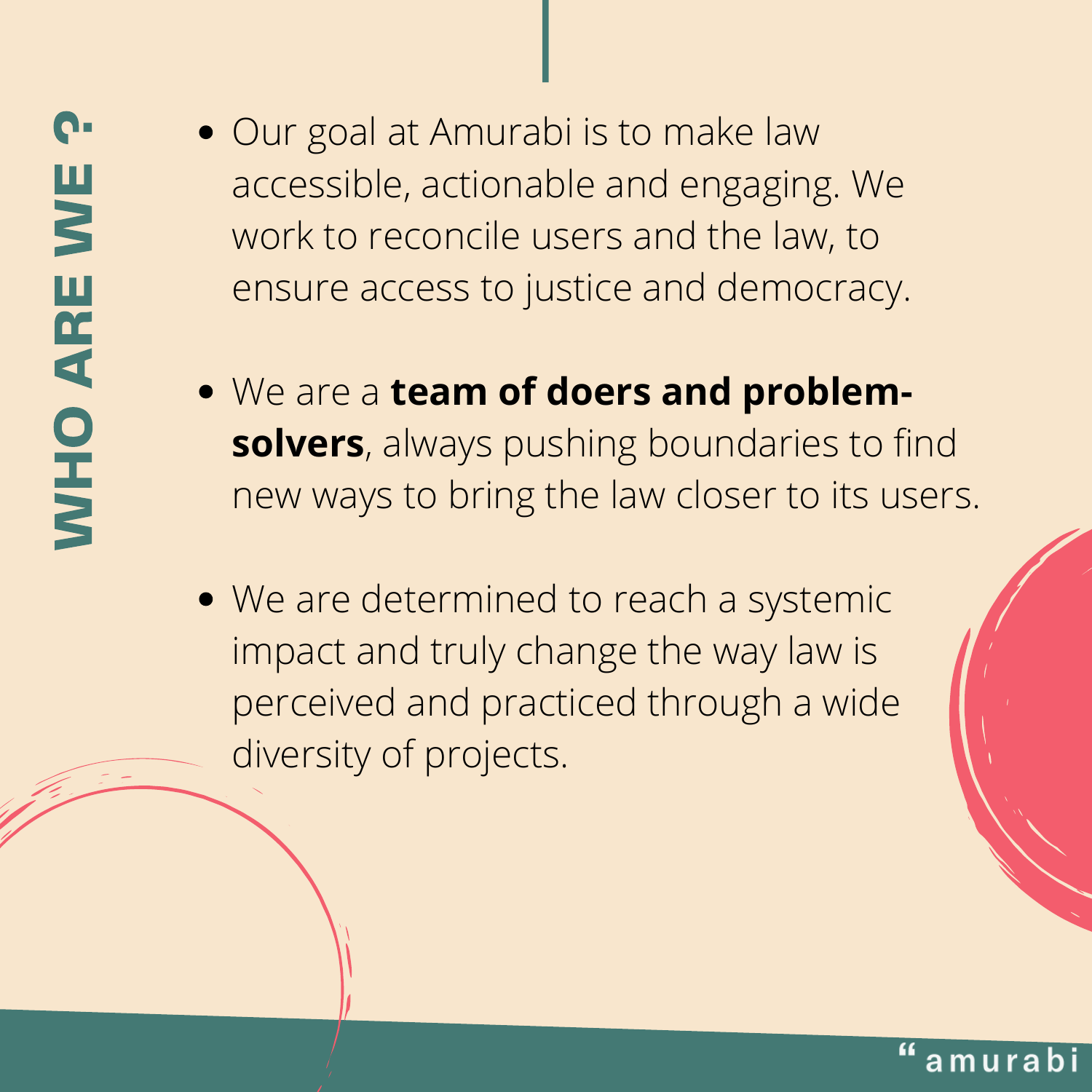# WHO ARE WE ?

- Our goal at Amurabi is to make law accessible, actionable and engaging. We work to reconcile users and the law, to ensure access to justice and democracy.

- We are a **team of doers and problem-solvers**, always pushing boundaries to find new ways to bring the law closer to its users.

- We are determined to reach a systemic impact and truly change the way law is perceived and practiced through a wide diversity of projects.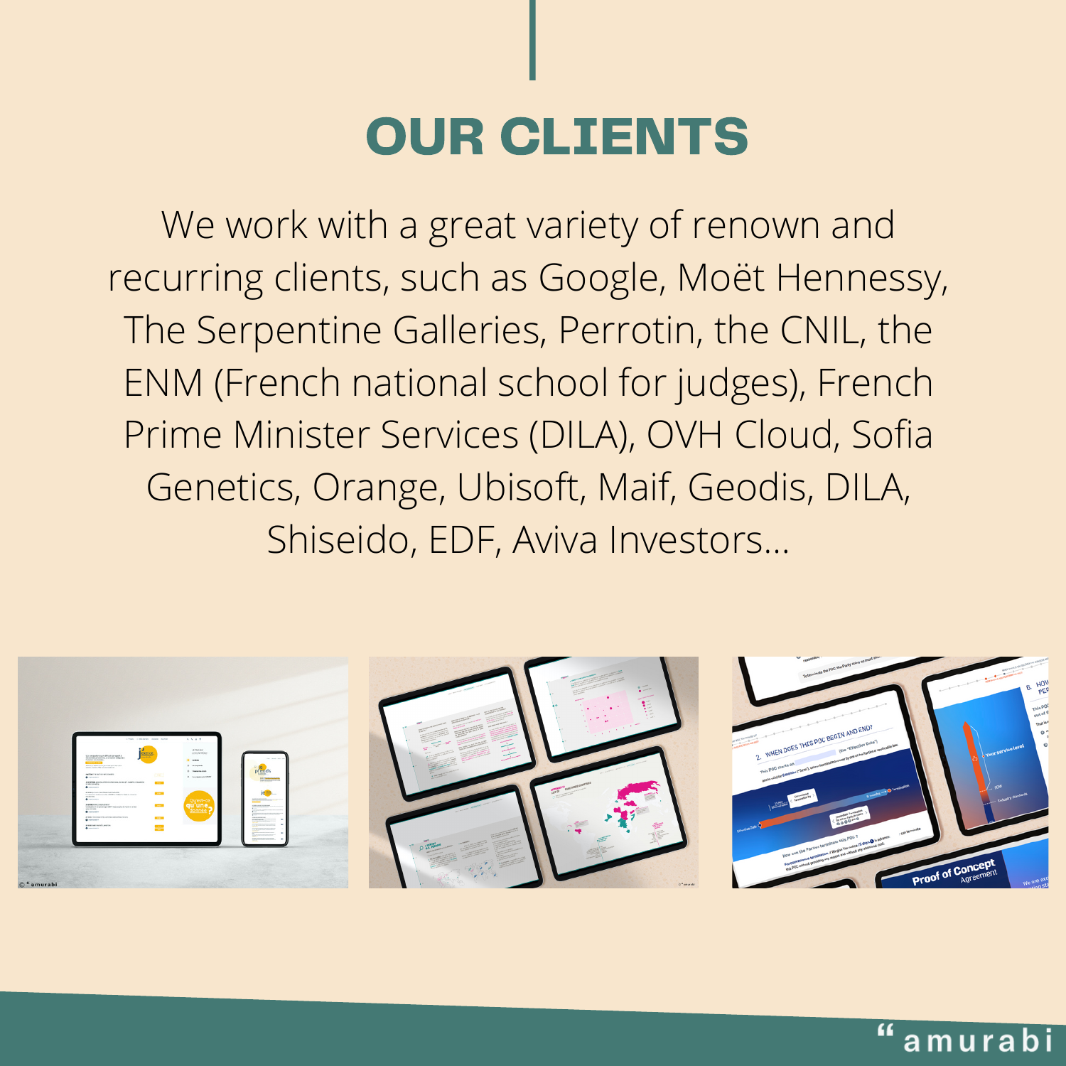# OUR CLIENTS

We work with a great variety of renown and recurring clients, such as Google, Moët Hennessy, The Serpentine Galleries, Perrotin, the CNIL, the ENM (French national school for judges), French Prime Minister Services (DILA), OVH Cloud, Sofia Genetics, Orange, Ubisoft, Maif, Geodis, DILA, Shiseido, EDF, Aviva Investors...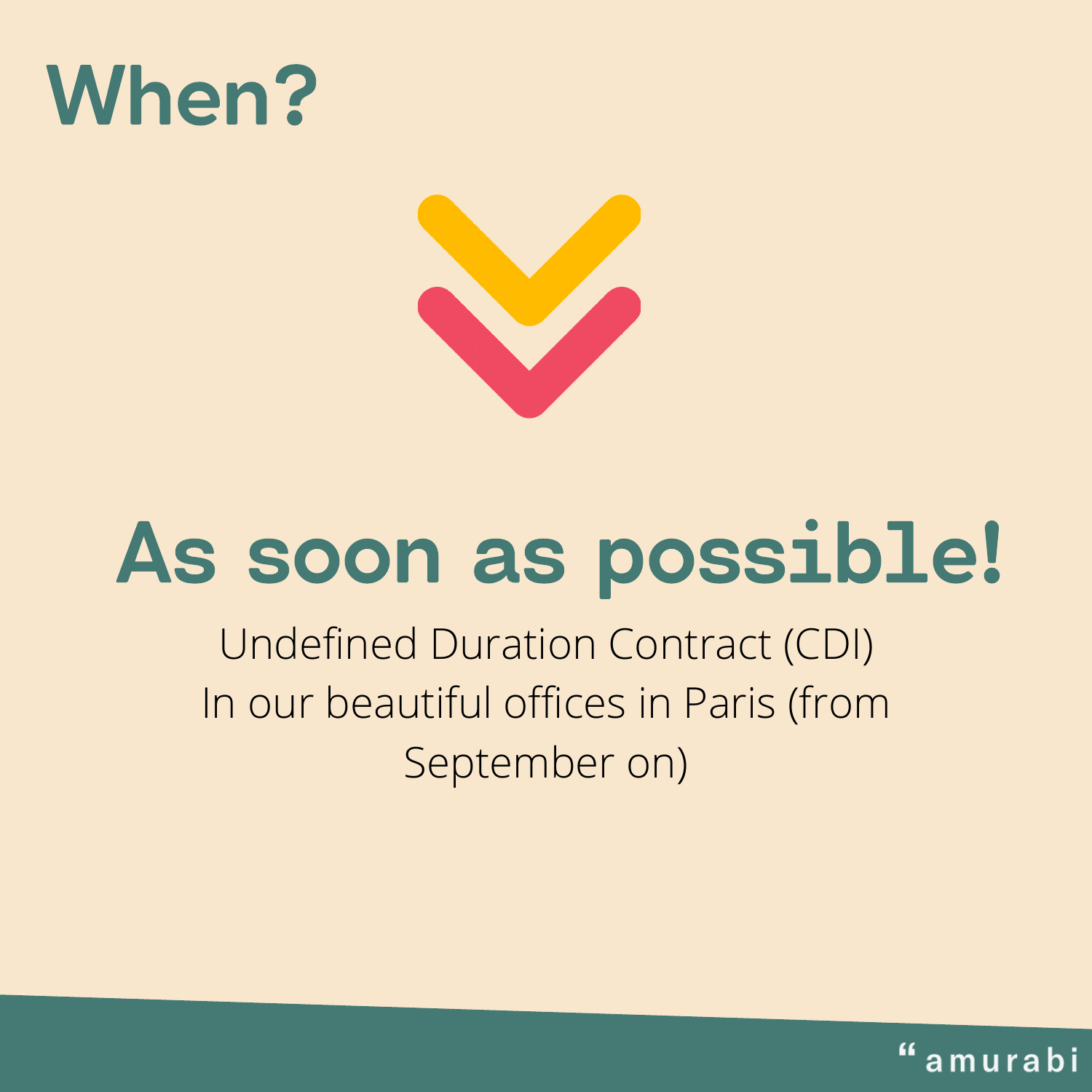# When?

## As soon as possible!

Undefined Duration Contract (CDI)
In our beautiful offices in Paris (from September on)

amurabi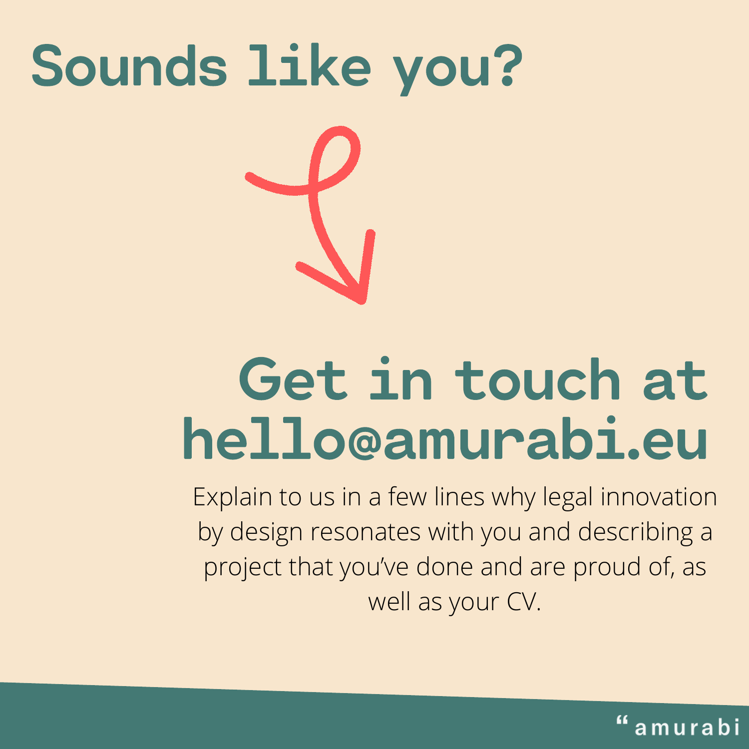# Sounds like you?

## Get in touch at hello@amurabi.eu

Explain to us in a few lines why legal innovation by design resonates with you and describing a project that you've done and are proud of, as well as your CV.

“amurabi